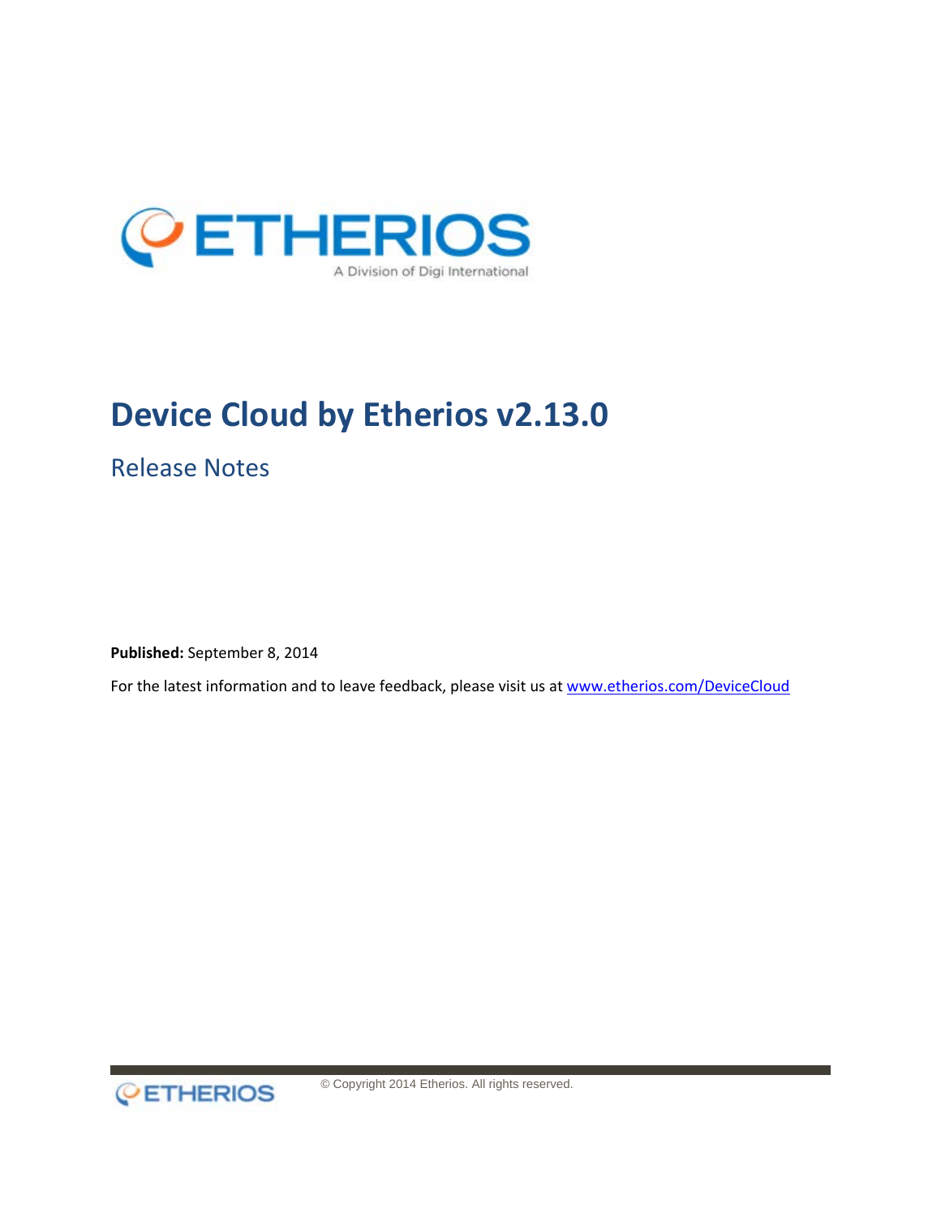# Device Cloud by Etherios v2.13.0

## Release Notes

**Published:** September 8, 2014

For the latest information and to leave feedback, please visit us at [www.etherios.com/DeviceCloud](www.etherios.com/DeviceCloud)

© Copyright 2014 Etherios. All rights reserved.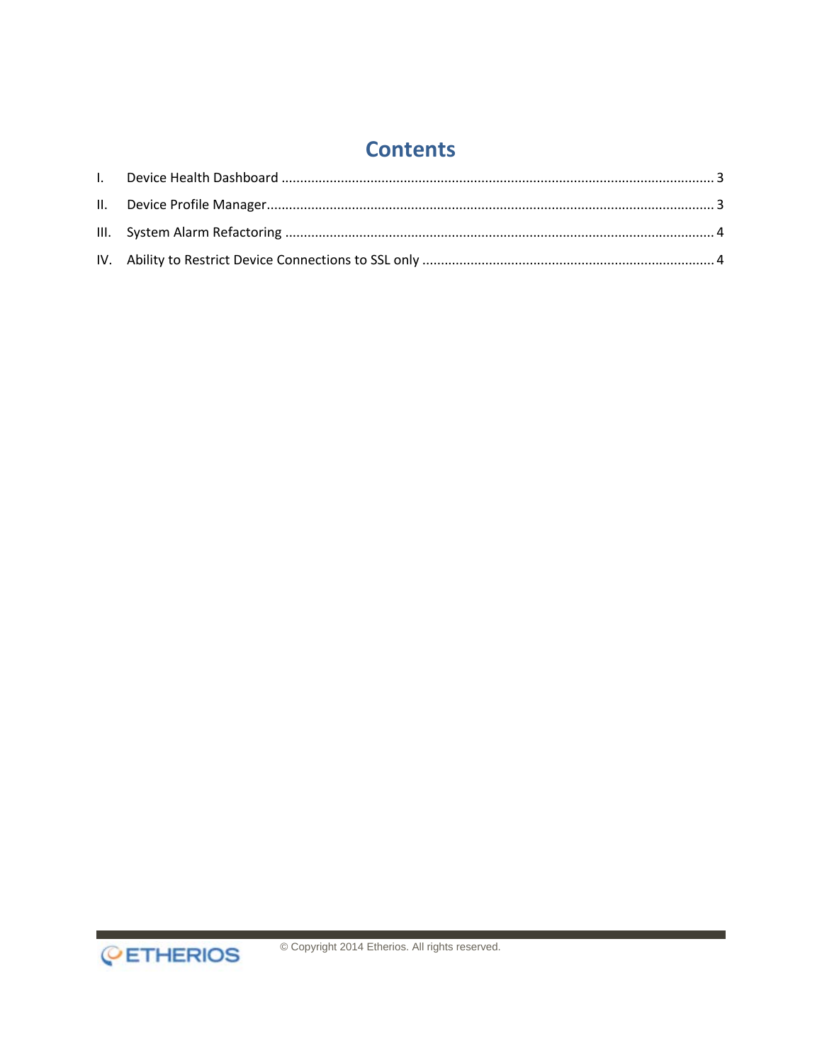# Contents

I. Device Health Dashboard .................................................................................................................... 3

II. Device Profile Manager......................................................................................................................... 3

III. System Alarm Refactoring ................................................................................................................... 4

IV. Ability to Restrict Device Connections to SSL only .............................................................................. 4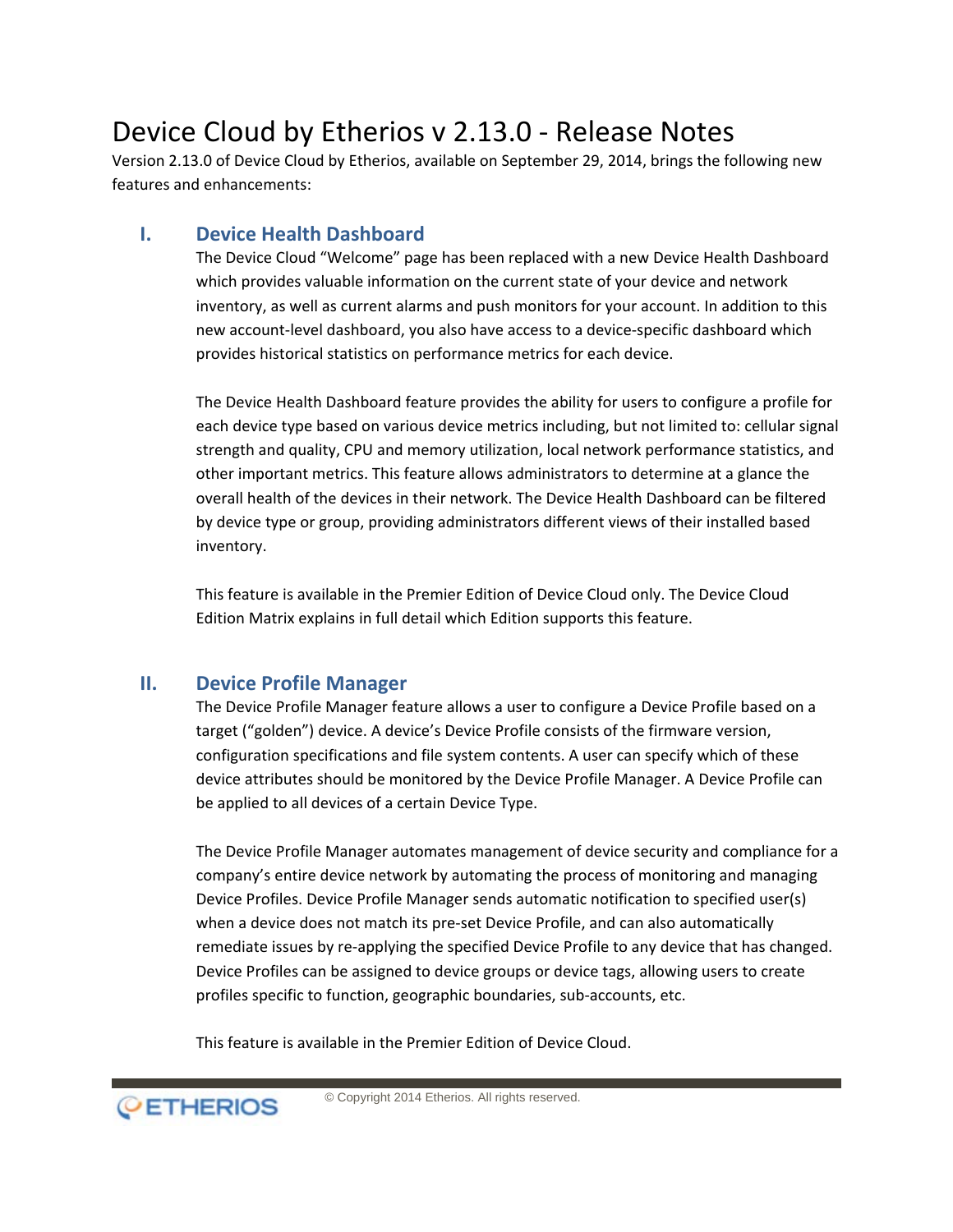# Device Cloud by Etherios v 2.13.0 - Release Notes

Version 2.13.0 of Device Cloud by Etherios, available on September 29, 2014, brings the following new features and enhancements:

## I. Device Health Dashboard

The Device Cloud "Welcome" page has been replaced with a new Device Health Dashboard which provides valuable information on the current state of your device and network inventory, as well as current alarms and push monitors for your account. In addition to this new account-level dashboard, you also have access to a device-specific dashboard which provides historical statistics on performance metrics for each device.

The Device Health Dashboard feature provides the ability for users to configure a profile for each device type based on various device metrics including, but not limited to: cellular signal strength and quality, CPU and memory utilization, local network performance statistics, and other important metrics. This feature allows administrators to determine at a glance the overall health of the devices in their network. The Device Health Dashboard can be filtered by device type or group, providing administrators different views of their installed based inventory.

This feature is available in the Premier Edition of Device Cloud only. The Device Cloud Edition Matrix explains in full detail which Edition supports this feature.

## II. Device Profile Manager

The Device Profile Manager feature allows a user to configure a Device Profile based on a target ("golden") device. A device's Device Profile consists of the firmware version, configuration specifications and file system contents. A user can specify which of these device attributes should be monitored by the Device Profile Manager. A Device Profile can be applied to all devices of a certain Device Type.

The Device Profile Manager automates management of device security and compliance for a company's entire device network by automating the process of monitoring and managing Device Profiles. Device Profile Manager sends automatic notification to specified user(s) when a device does not match its pre-set Device Profile, and can also automatically remediate issues by re-applying the specified Device Profile to any device that has changed. Device Profiles can be assigned to device groups or device tags, allowing users to create profiles specific to function, geographic boundaries, sub-accounts, etc.

This feature is available in the Premier Edition of Device Cloud.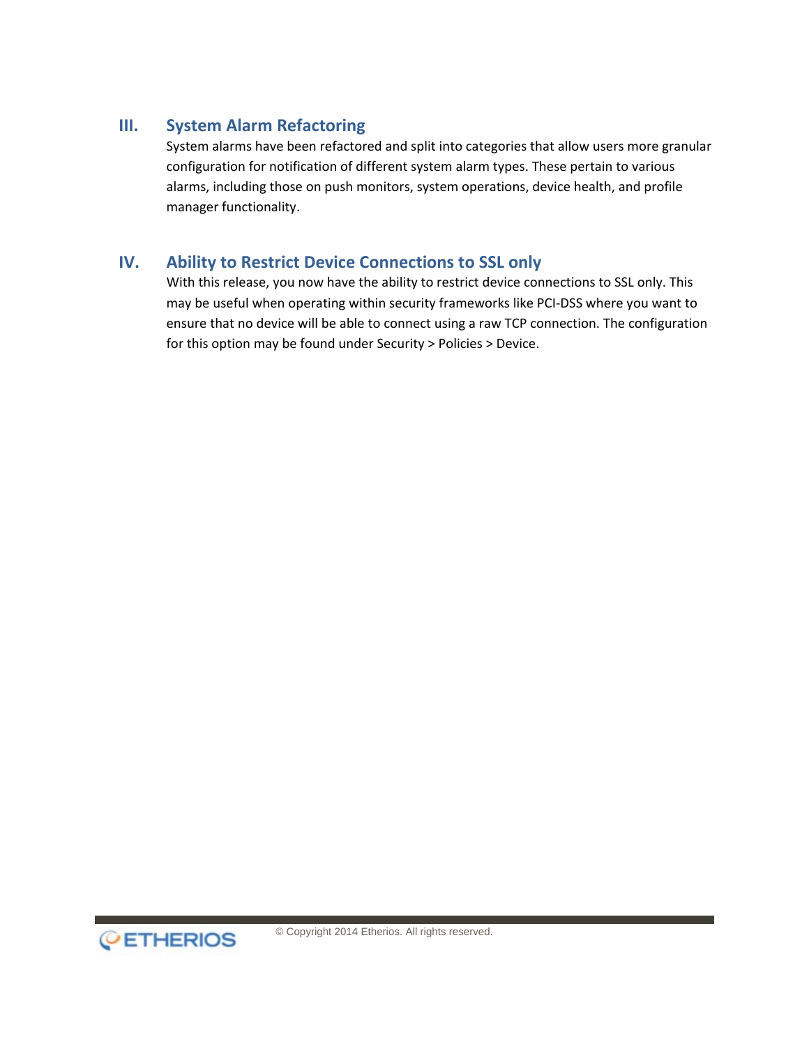## III. System Alarm Refactoring

System alarms have been refactored and split into categories that allow users more granular configuration for notification of different system alarm types. These pertain to various alarms, including those on push monitors, system operations, device health, and profile manager functionality.

## IV. Ability to Restrict Device Connections to SSL only

With this release, you now have the ability to restrict device connections to SSL only. This may be useful when operating within security frameworks like PCI-DSS where you want to ensure that no device will be able to connect using a raw TCP connection. The configuration for this option may be found under Security > Policies > Device.